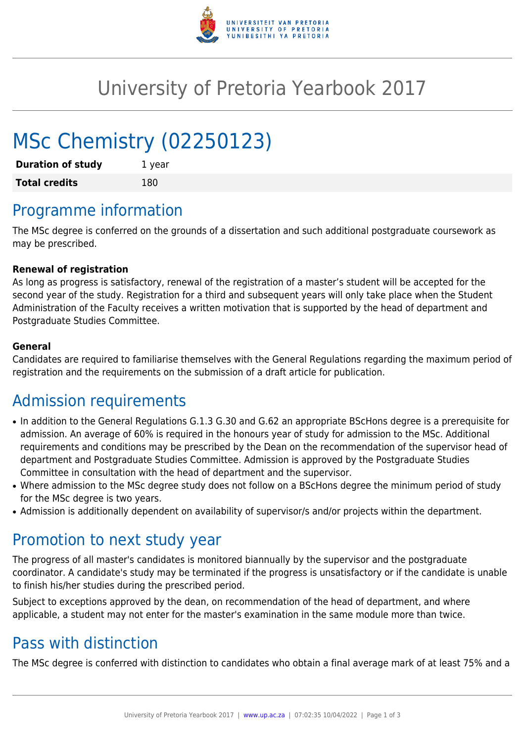# University of Pretoria Yearbook 2017

# MSc Chemistry (02250123)

| | |
|---|---|
| **Duration of study** | 1 year |
| **Total credits** | 180 |

## Programme information

The MSc degree is conferred on the grounds of a dissertation and such additional postgraduate coursework as may be prescribed.

**Renewal of registration**

As long as progress is satisfactory, renewal of the registration of a master's student will be accepted for the second year of the study. Registration for a third and subsequent years will only take place when the Student Administration of the Faculty receives a written motivation that is supported by the head of department and Postgraduate Studies Committee.

**General**

Candidates are required to familiarise themselves with the General Regulations regarding the maximum period of registration and the requirements on the submission of a draft article for publication.

## Admission requirements

- In addition to the General Regulations G.1.3 G.30 and G.62 an appropriate BScHons degree is a prerequisite for admission. An average of 60% is required in the honours year of study for admission to the MSc. Additional requirements and conditions may be prescribed by the Dean on the recommendation of the supervisor head of department and Postgraduate Studies Committee. Admission is approved by the Postgraduate Studies Committee in consultation with the head of department and the supervisor.
- Where admission to the MSc degree study does not follow on a BScHons degree the minimum period of study for the MSc degree is two years.
- Admission is additionally dependent on availability of supervisor/s and/or projects within the department.

## Promotion to next study year

The progress of all master's candidates is monitored biannually by the supervisor and the postgraduate coordinator. A candidate's study may be terminated if the progress is unsatisfactory or if the candidate is unable to finish his/her studies during the prescribed period.

Subject to exceptions approved by the dean, on recommendation of the head of department, and where applicable, a student may not enter for the master's examination in the same module more than twice.

## Pass with distinction

The MSc degree is conferred with distinction to candidates who obtain a final average mark of at least 75% and a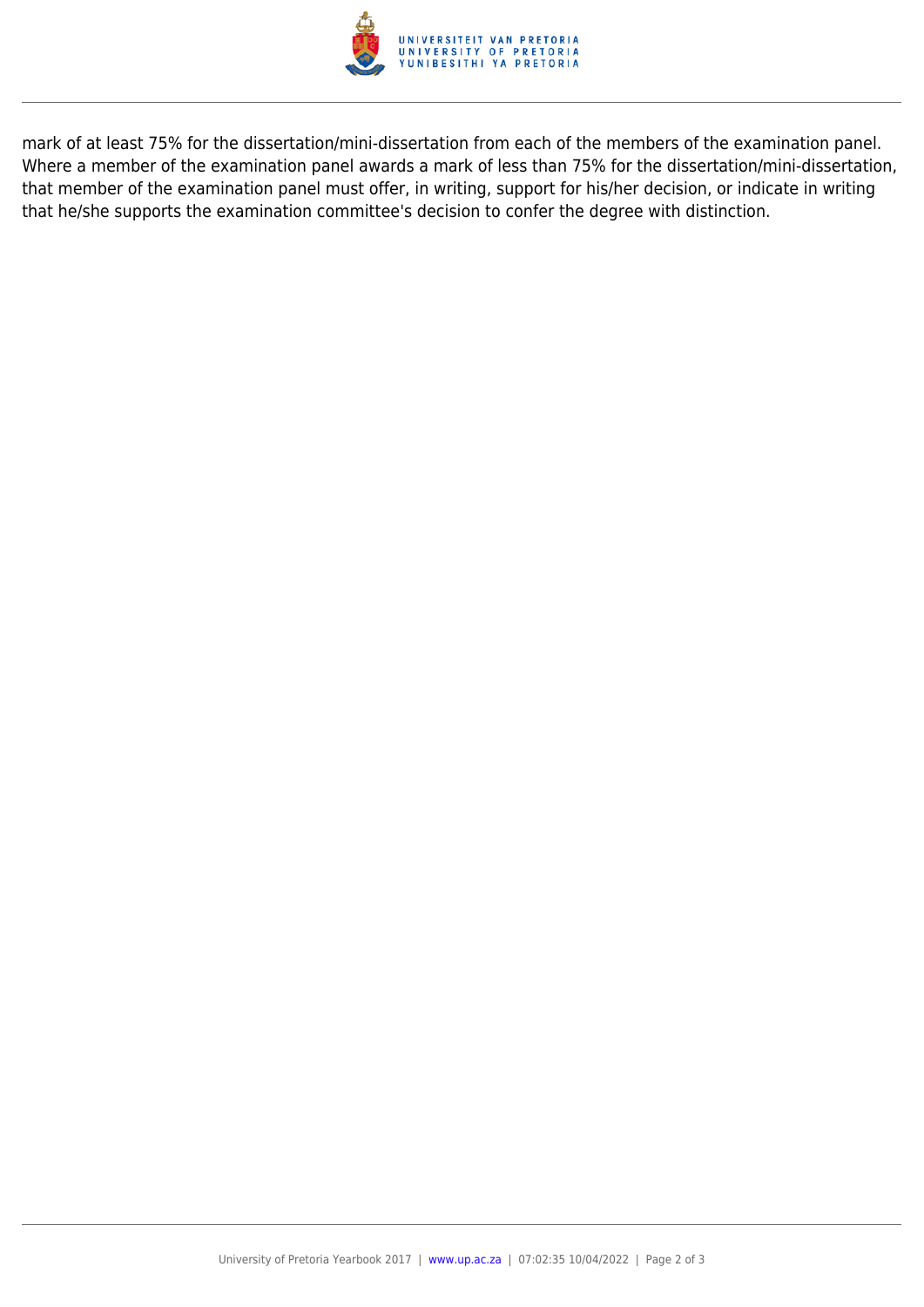mark of at least 75% for the dissertation/mini-dissertation from each of the members of the examination panel. Where a member of the examination panel awards a mark of less than 75% for the dissertation/mini-dissertation, that member of the examination panel must offer, in writing, support for his/her decision, or indicate in writing that he/she supports the examination committee's decision to confer the degree with distinction.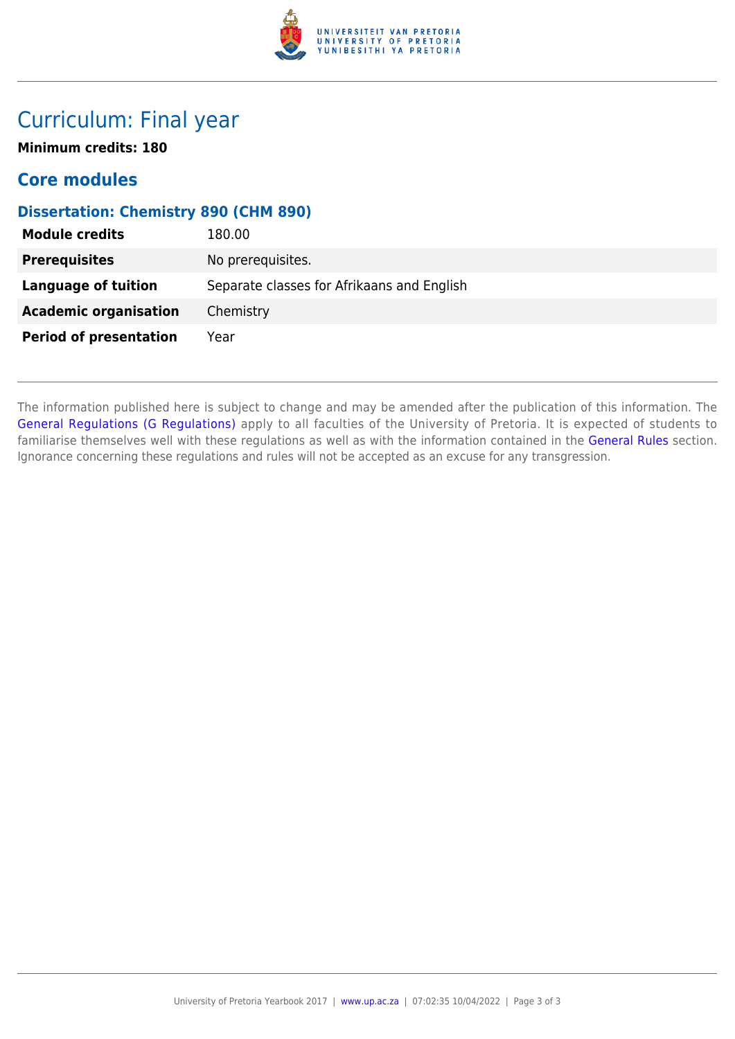# Curriculum: Final year

**Minimum credits: 180**

## Core modules

### Dissertation: Chemistry 890 (CHM 890)

| | |
|---|---|
| **Module credits** | 180.00 |
| **Prerequisites** | No prerequisites. |
| **Language of tuition** | Separate classes for Afrikaans and English |
| **Academic organisation** | Chemistry |
| **Period of presentation** | Year |

The information published here is subject to change and may be amended after the publication of this information. The General Regulations (G Regulations) apply to all faculties of the University of Pretoria. It is expected of students to familiarise themselves well with these regulations as well as with the information contained in the General Rules section. Ignorance concerning these regulations and rules will not be accepted as an excuse for any transgression.